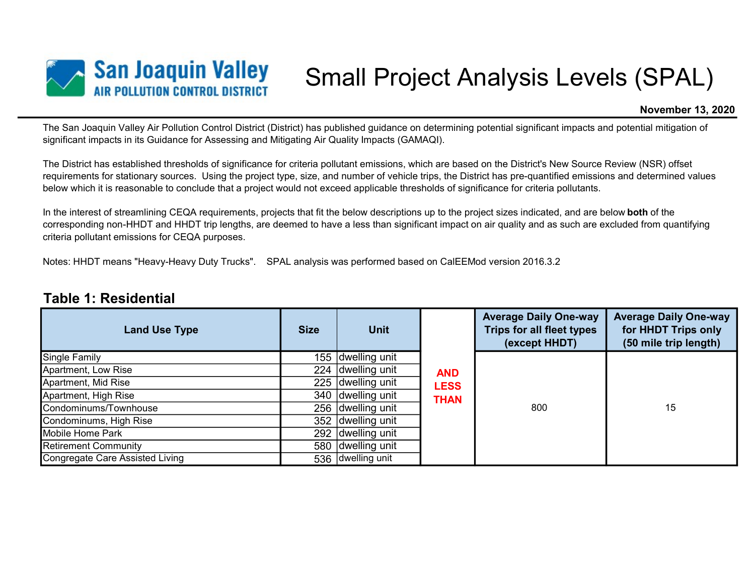# Small Project Analysis Levels (SPAL)

San Joaquin Valley AIR POLLUTION CONTROL DISTRICT

**November 13, 2020**

The San Joaquin Valley Air Pollution Control District (District) has published guidance on determining potential significant impacts and potential mitigation of significant impacts in its Guidance for Assessing and Mitigating Air Quality Impacts (GAMAQI).

The District has established thresholds of significance for criteria pollutant emissions, which are based on the District's New Source Review (NSR) offset requirements for stationary sources. Using the project type, size, and number of vehicle trips, the District has pre-quantified emissions and determined values below which it is reasonable to conclude that a project would not exceed applicable thresholds of significance for criteria pollutants.

In the interest of streamlining CEQA requirements, projects that fit the below descriptions up to the project sizes indicated, and are below **both** of the corresponding non-HHDT and HHDT trip lengths, are deemed to have a less than significant impact on air quality and as such are excluded from quantifying criteria pollutant emissions for CEQA purposes.

Notes: HHDT means "Heavy-Heavy Duty Trucks". SPAL analysis was performed based on CalEEMod version 2016.3.2

## Table 1: Residential

| Land Use Type | Size | Unit | | Average Daily One-way Trips for all fleet types (except HHDT) | Average Daily One-way for HHDT Trips only (50 mile trip length) |
|---|---|---|---|---|---|
| Single Family | 155 | dwelling unit | AND LESS THAN | 800 | 15 |
| Apartment, Low Rise | 224 | dwelling unit | | | |
| Apartment, Mid Rise | 225 | dwelling unit | | | |
| Apartment, High Rise | 340 | dwelling unit | | | |
| Condominums/Townhouse | 256 | dwelling unit | | | |
| Condominums, High Rise | 352 | dwelling unit | | | |
| Mobile Home Park | 292 | dwelling unit | | | |
| Retirement Community | 580 | dwelling unit | | | |
| Congregate Care Assisted Living | 536 | dwelling unit | | | |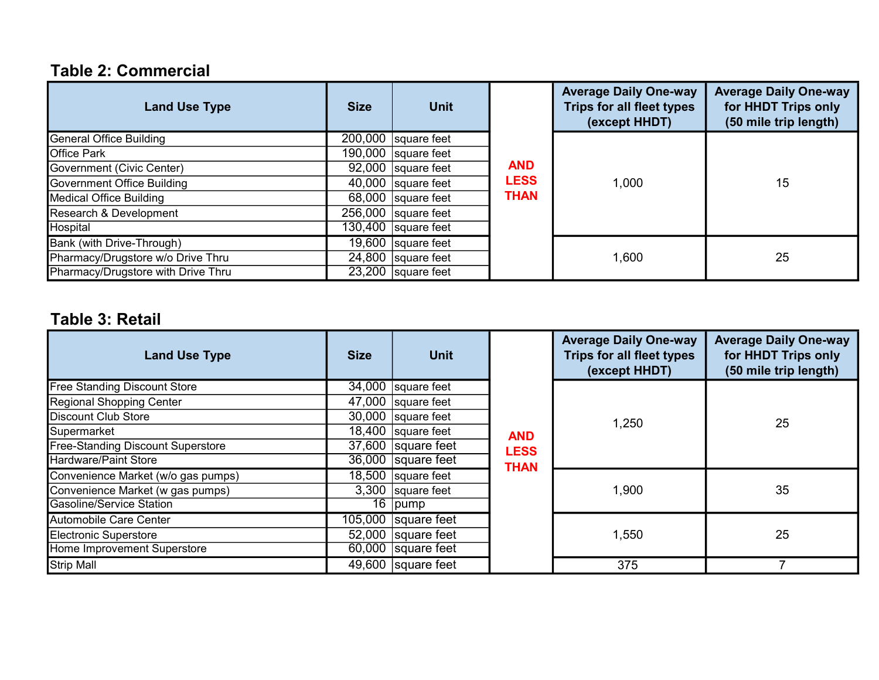### Table 2: Commercial

| Land Use Type | Size | Unit | | Average Daily One-way Trips for all fleet types (except HHDT) | Average Daily One-way for HHDT Trips only (50 mile trip length) |
|---|---|---|---|---|---|
| General Office Building | 200,000 | square feet | AND LESS THAN | 1,000 | 15 |
| Office Park | 190,000 | square feet | | | |
| Government (Civic Center) | 92,000 | square feet | | | |
| Government Office Building | 40,000 | square feet | | | |
| Medical Office Building | 68,000 | square feet | | | |
| Research & Development | 256,000 | square feet | | | |
| Hospital | 130,400 | square feet | | | |
| Bank (with Drive-Through) | 19,600 | square feet | | 1,600 | 25 |
| Pharmacy/Drugstore w/o Drive Thru | 24,800 | square feet | | | |
| Pharmacy/Drugstore with Drive Thru | 23,200 | square feet | | | |

### Table 3: Retail

| Land Use Type | Size | Unit | | Average Daily One-way Trips for all fleet types (except HHDT) | Average Daily One-way for HHDT Trips only (50 mile trip length) |
|---|---|---|---|---|---|
| Free Standing Discount Store | 34,000 | square feet | AND LESS THAN | 1,250 | 25 |
| Regional Shopping Center | 47,000 | square feet | | | |
| Discount Club Store | 30,000 | square feet | | | |
| Supermarket | 18,400 | square feet | | | |
| Free-Standing Discount Superstore | 37,600 | square feet | | | |
| Hardware/Paint Store | 36,000 | square feet | | | |
| Convenience Market (w/o gas pumps) | 18,500 | square feet | | 1,900 | 35 |
| Convenience Market (w gas pumps) | 3,300 | square feet | | | |
| Gasoline/Service Station | 16 | pump | | | |
| Automobile Care Center | 105,000 | square feet | | 1,550 | 25 |
| Electronic Superstore | 52,000 | square feet | | | |
| Home Improvement Superstore | 60,000 | square feet | | | |
| Strip Mall | 49,600 | square feet | | 375 | 7 |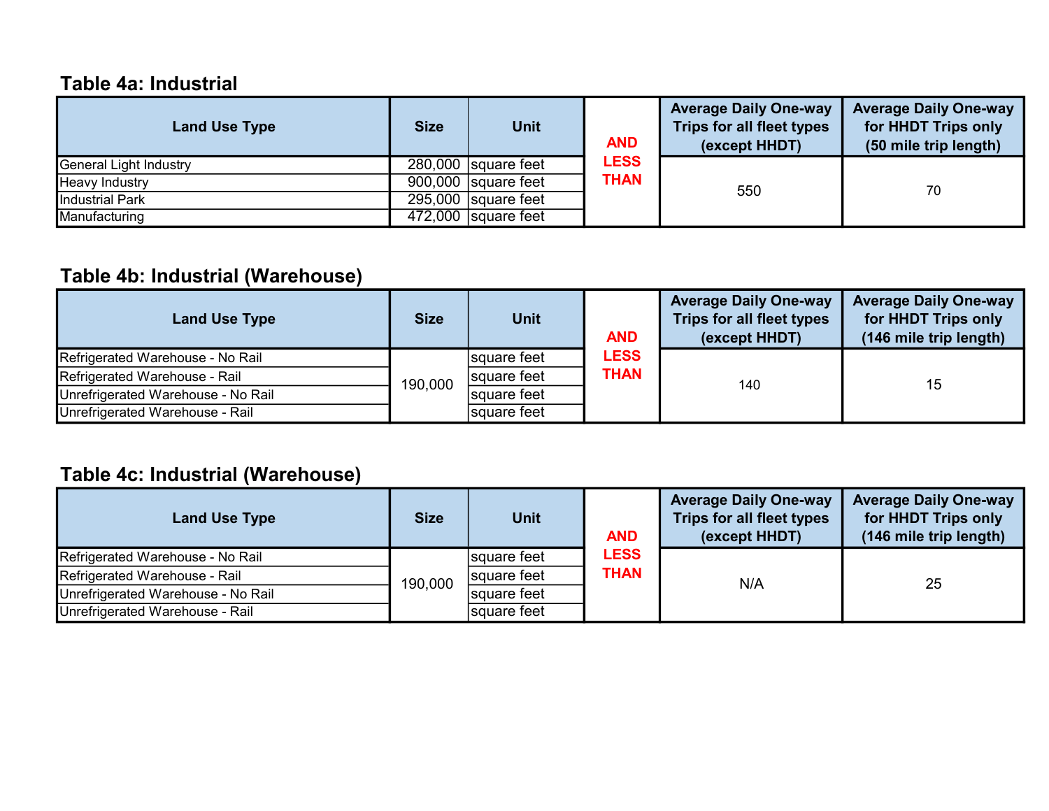### Table 4a: Industrial

| Land Use Type | Size | Unit | | Average Daily One-way Trips for all fleet types (except HHDT) | Average Daily One-way for HHDT Trips only (50 mile trip length) |
|---|---|---|---|---|---|
| General Light Industry | 280,000 | square feet | AND LESS THAN | 550 | 70 |
| Heavy Industry | 900,000 | square feet | | | |
| Industrial Park | 295,000 | square feet | | | |
| Manufacturing | 472,000 | square feet | | | |

### Table 4b: Industrial (Warehouse)

| Land Use Type | Size | Unit | | Average Daily One-way Trips for all fleet types (except HHDT) | Average Daily One-way for HHDT Trips only (146 mile trip length) |
|---|---|---|---|---|---|
| Refrigerated Warehouse - No Rail | 190,000 | square feet | AND LESS THAN | 140 | 15 |
| Refrigerated Warehouse - Rail | | square feet | | | |
| Unrefrigerated Warehouse - No Rail | | square feet | | | |
| Unrefrigerated Warehouse - Rail | | square feet | | | |

### Table 4c: Industrial (Warehouse)

| Land Use Type | Size | Unit | | Average Daily One-way Trips for all fleet types (except HHDT) | Average Daily One-way for HHDT Trips only (146 mile trip length) |
|---|---|---|---|---|---|
| Refrigerated Warehouse - No Rail | 190,000 | square feet | AND LESS THAN | N/A | 25 |
| Refrigerated Warehouse - Rail | | square feet | | | |
| Unrefrigerated Warehouse - No Rail | | square feet | | | |
| Unrefrigerated Warehouse - Rail | | square feet | | | |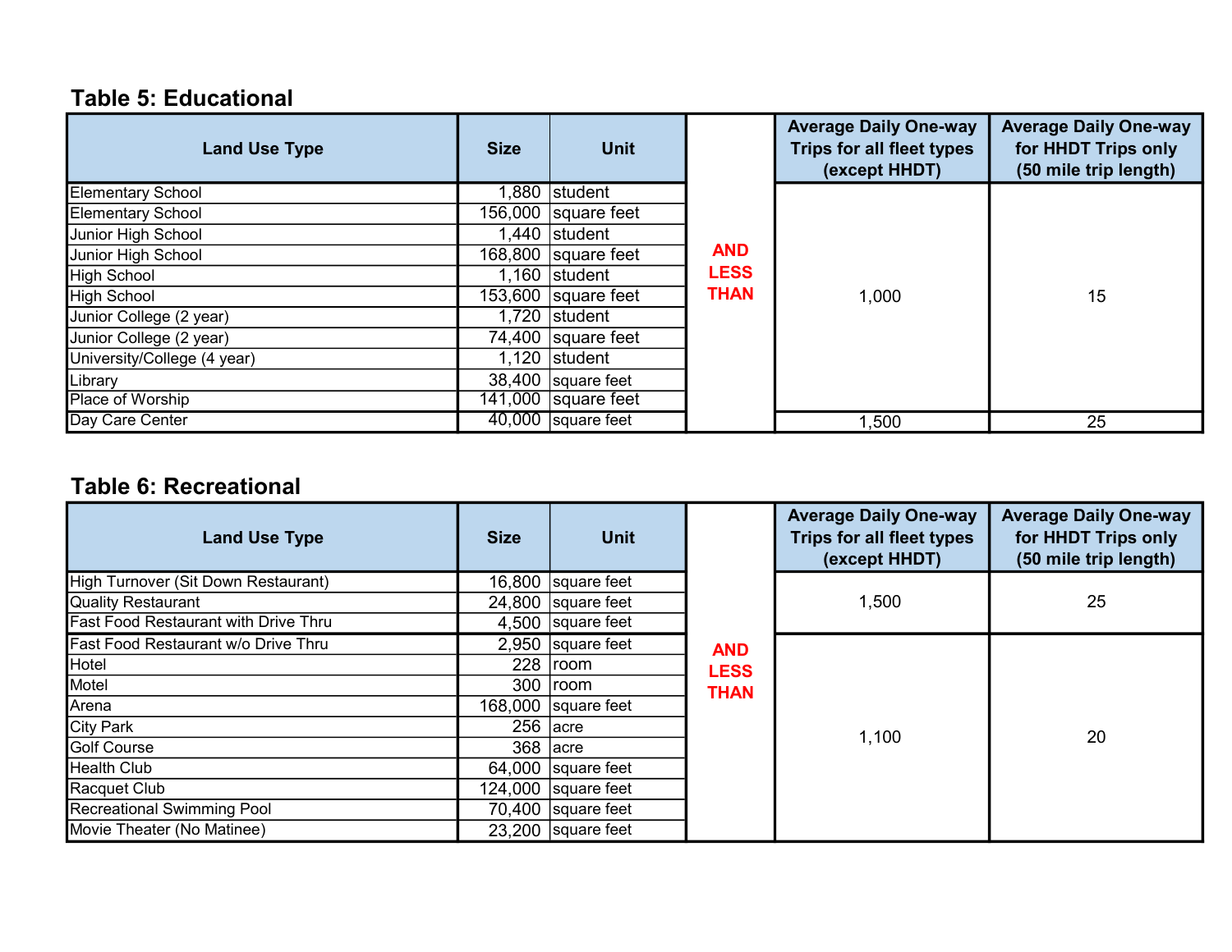## Table 5: Educational

| Land Use Type | Size | Unit | | Average Daily One-way Trips for all fleet types (except HHDT) | Average Daily One-way for HHDT Trips only (50 mile trip length) |
|---|---|---|---|---|---|
| Elementary School | 1,880 | student | AND LESS THAN | 1,000 | 15 |
| Elementary School | 156,000 | square feet | | | |
| Junior High School | 1,440 | student | | | |
| Junior High School | 168,800 | square feet | | | |
| High School | 1,160 | student | | | |
| High School | 153,600 | square feet | | | |
| Junior College (2 year) | 1,720 | student | | | |
| Junior College (2 year) | 74,400 | square feet | | | |
| University/College (4 year) | 1,120 | student | | | |
| Library | 38,400 | square feet | | | |
| Place of Worship | 141,000 | square feet | | | |
| Day Care Center | 40,000 | square feet | | 1,500 | 25 |

## Table 6: Recreational

| Land Use Type | Size | Unit | | Average Daily One-way Trips for all fleet types (except HHDT) | Average Daily One-way for HHDT Trips only (50 mile trip length) |
|---|---|---|---|---|---|
| High Turnover (Sit Down Restaurant) | 16,800 | square feet | AND LESS THAN | 1,500 | 25 |
| Quality Restaurant | 24,800 | square feet | | | |
| Fast Food Restaurant with Drive Thru | 4,500 | square feet | | | |
| Fast Food Restaurant w/o Drive Thru | 2,950 | square feet | | 1,100 | 20 |
| Hotel | 228 | room | | | |
| Motel | 300 | room | | | |
| Arena | 168,000 | square feet | | | |
| City Park | 256 | acre | | | |
| Golf Course | 368 | acre | | | |
| Health Club | 64,000 | square feet | | | |
| Racquet Club | 124,000 | square feet | | | |
| Recreational Swimming Pool | 70,400 | square feet | | | |
| Movie Theater (No Matinee) | 23,200 | square feet | | | |